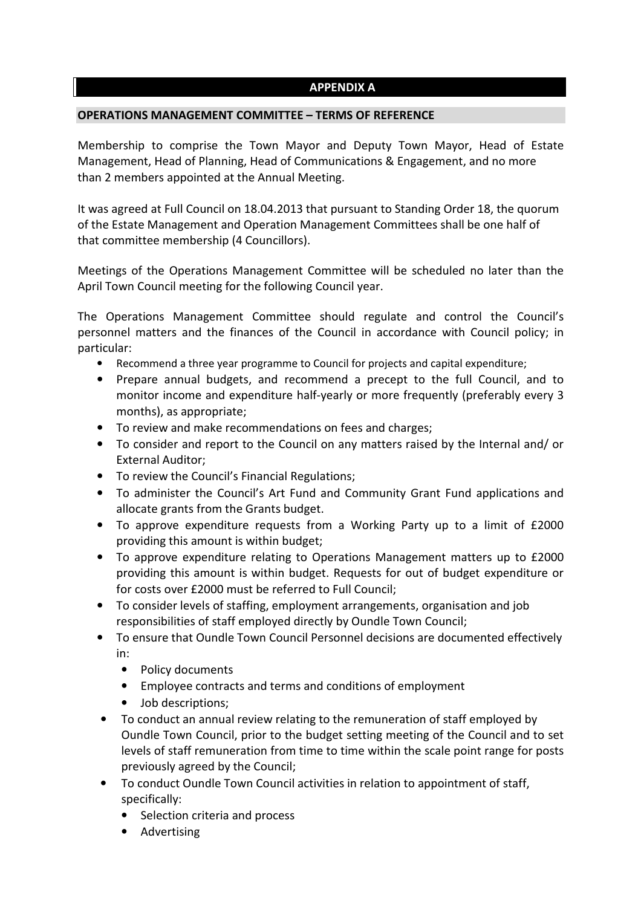## APPENDIX A

### OPERATIONS MANAGEMENT COMMITTEE – TERMS OF REFERENCE

Membership to comprise the Town Mayor and Deputy Town Mayor, Head of Estate Management, Head of Planning, Head of Communications & Engagement, and no more than 2 members appointed at the Annual Meeting.

It was agreed at Full Council on 18.04.2013 that pursuant to Standing Order 18, the quorum of the Estate Management and Operation Management Committees shall be one half of that committee membership (4 Councillors).

Meetings of the Operations Management Committee will be scheduled no later than the April Town Council meeting for the following Council year.

The Operations Management Committee should regulate and control the Council's personnel matters and the finances of the Council in accordance with Council policy; in particular:

- Recommend a three year programme to Council for projects and capital expenditure;
- Prepare annual budgets, and recommend a precept to the full Council, and to monitor income and expenditure half-yearly or more frequently (preferably every 3 months), as appropriate;
- To review and make recommendations on fees and charges;
- To consider and report to the Council on any matters raised by the Internal and/ or External Auditor;
- To review the Council's Financial Regulations;
- To administer the Council's Art Fund and Community Grant Fund applications and allocate grants from the Grants budget.
- To approve expenditure requests from a Working Party up to a limit of £2000 providing this amount is within budget;
- To approve expenditure relating to Operations Management matters up to £2000 providing this amount is within budget. Requests for out of budget expenditure or for costs over £2000 must be referred to Full Council;
- To consider levels of staffing, employment arrangements, organisation and job responsibilities of staff employed directly by Oundle Town Council;
- To ensure that Oundle Town Council Personnel decisions are documented effectively in:
  - Policy documents
  - Employee contracts and terms and conditions of employment
  - Job descriptions;
- To conduct an annual review relating to the remuneration of staff employed by Oundle Town Council, prior to the budget setting meeting of the Council and to set levels of staff remuneration from time to time within the scale point range for posts previously agreed by the Council;
- To conduct Oundle Town Council activities in relation to appointment of staff, specifically:
  - Selection criteria and process
  - Advertising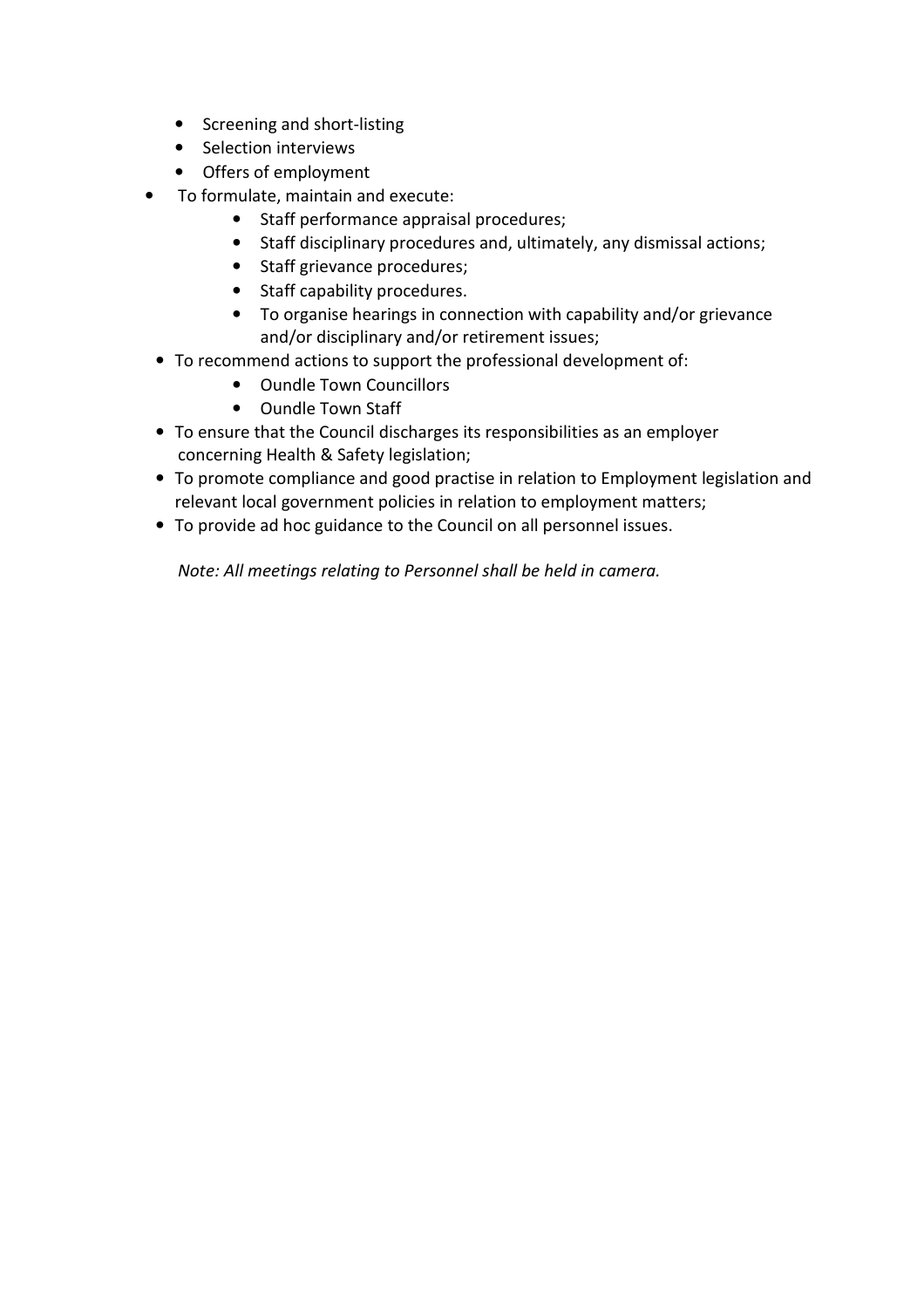- Screening and short-listing
    - Selection interviews
    - Offers of employment
- To formulate, maintain and execute:
    - Staff performance appraisal procedures;
    - Staff disciplinary procedures and, ultimately, any dismissal actions;
    - Staff grievance procedures;
    - Staff capability procedures.
    - To organise hearings in connection with capability and/or grievance and/or disciplinary and/or retirement issues;
- To recommend actions to support the professional development of:
    - Oundle Town Councillors
    - Oundle Town Staff
- To ensure that the Council discharges its responsibilities as an employer concerning Health & Safety legislation;
- To promote compliance and good practise in relation to Employment legislation and relevant local government policies in relation to employment matters;
- To provide ad hoc guidance to the Council on all personnel issues.

*Note: All meetings relating to Personnel shall be held in camera.*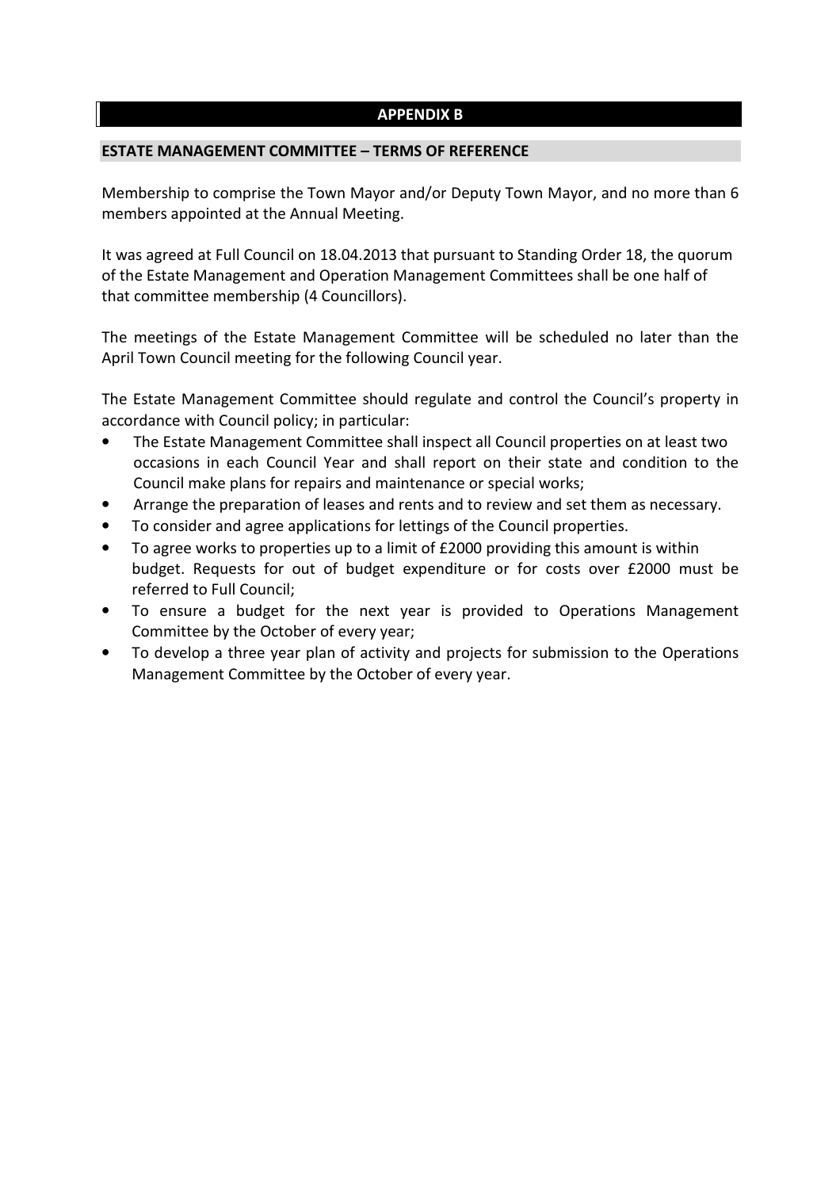## APPENDIX B

### ESTATE MANAGEMENT COMMITTEE – TERMS OF REFERENCE

Membership to comprise the Town Mayor and/or Deputy Town Mayor, and no more than 6 members appointed at the Annual Meeting.

It was agreed at Full Council on 18.04.2013 that pursuant to Standing Order 18, the quorum of the Estate Management and Operation Management Committees shall be one half of that committee membership (4 Councillors).

The meetings of the Estate Management Committee will be scheduled no later than the April Town Council meeting for the following Council year.

The Estate Management Committee should regulate and control the Council's property in accordance with Council policy; in particular:

- The Estate Management Committee shall inspect all Council properties on at least two occasions in each Council Year and shall report on their state and condition to the Council make plans for repairs and maintenance or special works;
- Arrange the preparation of leases and rents and to review and set them as necessary.
- To consider and agree applications for lettings of the Council properties.
- To agree works to properties up to a limit of £2000 providing this amount is within budget. Requests for out of budget expenditure or for costs over £2000 must be referred to Full Council;
- To ensure a budget for the next year is provided to Operations Management Committee by the October of every year;
- To develop a three year plan of activity and projects for submission to the Operations Management Committee by the October of every year.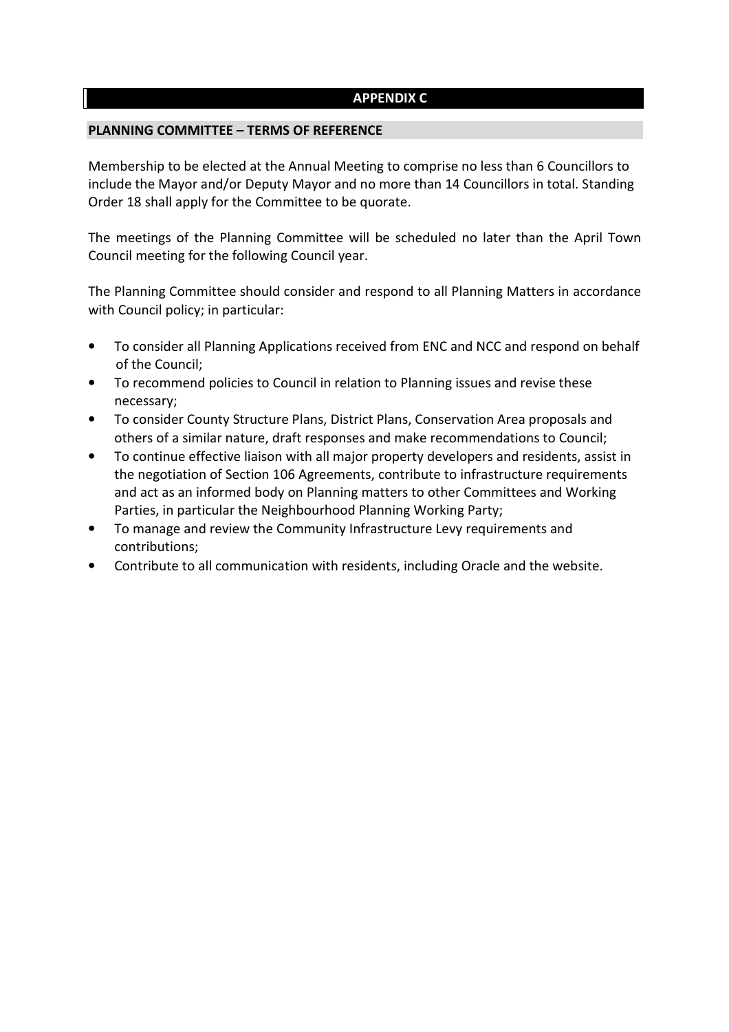## APPENDIX C

### PLANNING COMMITTEE – TERMS OF REFERENCE

Membership to be elected at the Annual Meeting to comprise no less than 6 Councillors to include the Mayor and/or Deputy Mayor and no more than 14 Councillors in total. Standing Order 18 shall apply for the Committee to be quorate.

The meetings of the Planning Committee will be scheduled no later than the April Town Council meeting for the following Council year.

The Planning Committee should consider and respond to all Planning Matters in accordance with Council policy; in particular:

- To consider all Planning Applications received from ENC and NCC and respond on behalf of the Council;
- To recommend policies to Council in relation to Planning issues and revise these necessary;
- To consider County Structure Plans, District Plans, Conservation Area proposals and others of a similar nature, draft responses and make recommendations to Council;
- To continue effective liaison with all major property developers and residents, assist in the negotiation of Section 106 Agreements, contribute to infrastructure requirements and act as an informed body on Planning matters to other Committees and Working Parties, in particular the Neighbourhood Planning Working Party;
- To manage and review the Community Infrastructure Levy requirements and contributions;
- Contribute to all communication with residents, including Oracle and the website.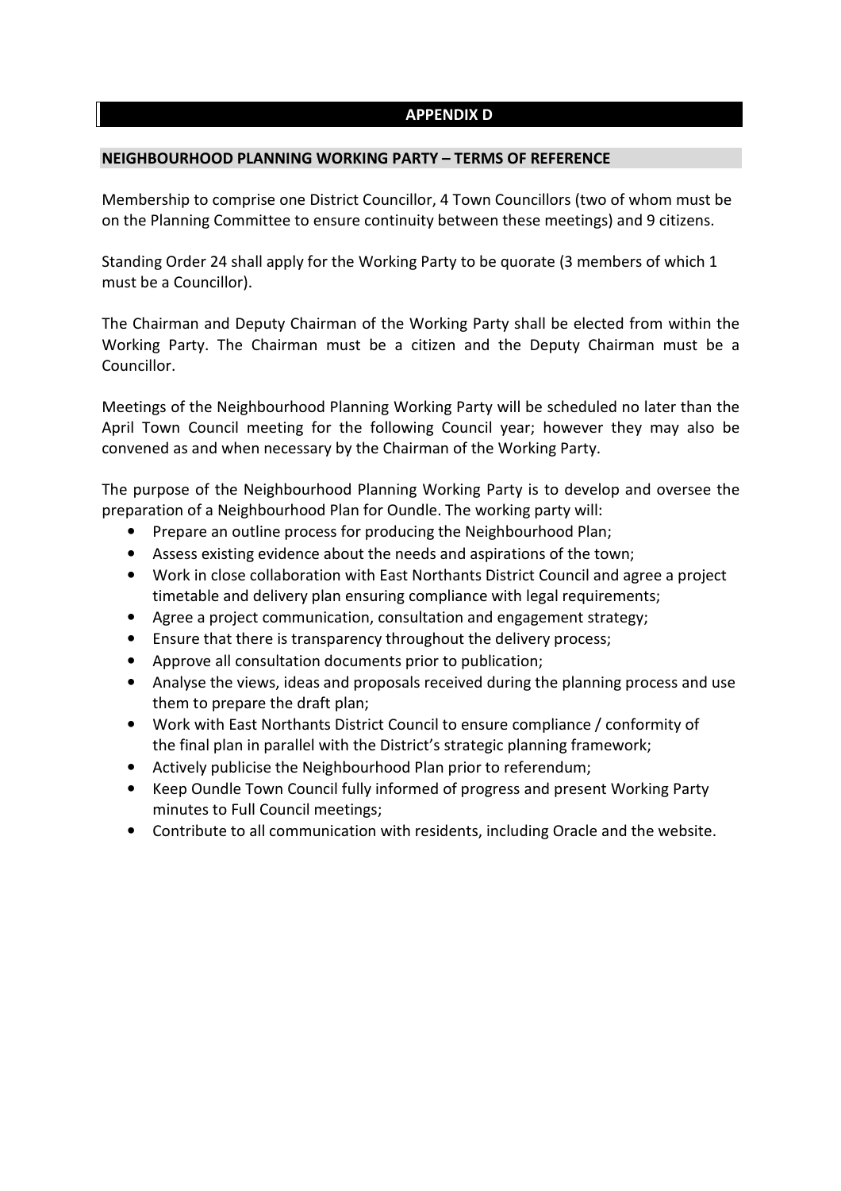## APPENDIX D

### NEIGHBOURHOOD PLANNING WORKING PARTY – TERMS OF REFERENCE

Membership to comprise one District Councillor, 4 Town Councillors (two of whom must be on the Planning Committee to ensure continuity between these meetings) and 9 citizens.

Standing Order 24 shall apply for the Working Party to be quorate (3 members of which 1 must be a Councillor).

The Chairman and Deputy Chairman of the Working Party shall be elected from within the Working Party. The Chairman must be a citizen and the Deputy Chairman must be a Councillor.

Meetings of the Neighbourhood Planning Working Party will be scheduled no later than the April Town Council meeting for the following Council year; however they may also be convened as and when necessary by the Chairman of the Working Party.

The purpose of the Neighbourhood Planning Working Party is to develop and oversee the preparation of a Neighbourhood Plan for Oundle. The working party will:

- Prepare an outline process for producing the Neighbourhood Plan;
- Assess existing evidence about the needs and aspirations of the town;
- Work in close collaboration with East Northants District Council and agree a project timetable and delivery plan ensuring compliance with legal requirements;
- Agree a project communication, consultation and engagement strategy;
- Ensure that there is transparency throughout the delivery process;
- Approve all consultation documents prior to publication;
- Analyse the views, ideas and proposals received during the planning process and use them to prepare the draft plan;
- Work with East Northants District Council to ensure compliance / conformity of the final plan in parallel with the District's strategic planning framework;
- Actively publicise the Neighbourhood Plan prior to referendum;
- Keep Oundle Town Council fully informed of progress and present Working Party minutes to Full Council meetings;
- Contribute to all communication with residents, including Oracle and the website.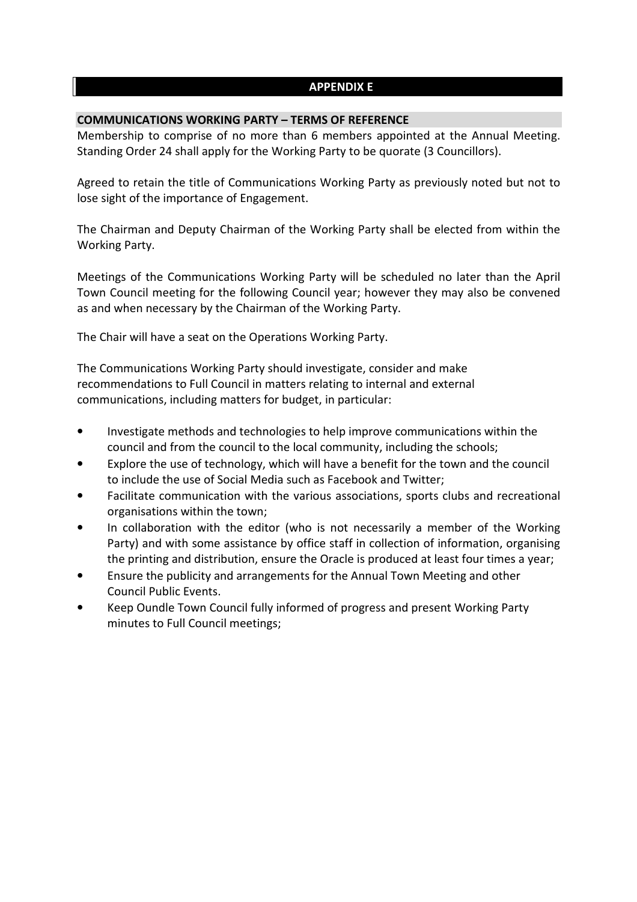## APPENDIX E

### COMMUNICATIONS WORKING PARTY – TERMS OF REFERENCE

Membership to comprise of no more than 6 members appointed at the Annual Meeting. Standing Order 24 shall apply for the Working Party to be quorate (3 Councillors).

Agreed to retain the title of Communications Working Party as previously noted but not to lose sight of the importance of Engagement.

The Chairman and Deputy Chairman of the Working Party shall be elected from within the Working Party.

Meetings of the Communications Working Party will be scheduled no later than the April Town Council meeting for the following Council year; however they may also be convened as and when necessary by the Chairman of the Working Party.

The Chair will have a seat on the Operations Working Party.

The Communications Working Party should investigate, consider and make recommendations to Full Council in matters relating to internal and external communications, including matters for budget, in particular:

- Investigate methods and technologies to help improve communications within the council and from the council to the local community, including the schools;
- Explore the use of technology, which will have a benefit for the town and the council to include the use of Social Media such as Facebook and Twitter;
- Facilitate communication with the various associations, sports clubs and recreational organisations within the town;
- In collaboration with the editor (who is not necessarily a member of the Working Party) and with some assistance by office staff in collection of information, organising the printing and distribution, ensure the Oracle is produced at least four times a year;
- Ensure the publicity and arrangements for the Annual Town Meeting and other Council Public Events.
- Keep Oundle Town Council fully informed of progress and present Working Party minutes to Full Council meetings;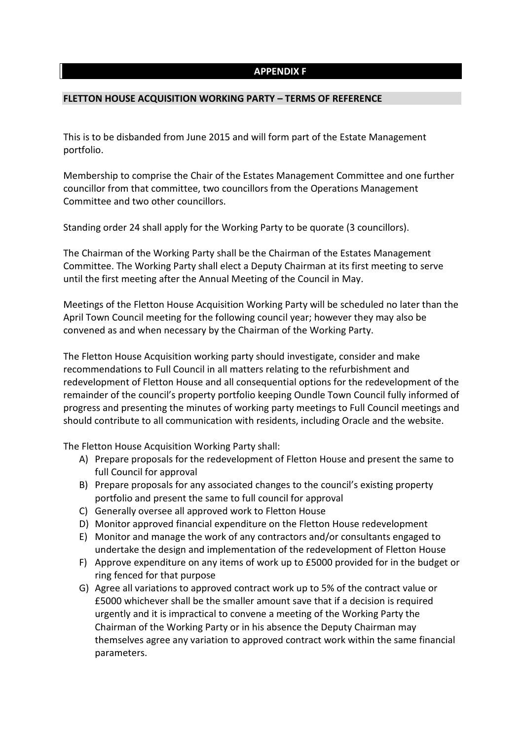# APPENDIX F

## FLETTON HOUSE ACQUISITION WORKING PARTY – TERMS OF REFERENCE

This is to be disbanded from June 2015 and will form part of the Estate Management portfolio.

Membership to comprise the Chair of the Estates Management Committee and one further councillor from that committee, two councillors from the Operations Management Committee and two other councillors.

Standing order 24 shall apply for the Working Party to be quorate (3 councillors).

The Chairman of the Working Party shall be the Chairman of the Estates Management Committee. The Working Party shall elect a Deputy Chairman at its first meeting to serve until the first meeting after the Annual Meeting of the Council in May.

Meetings of the Fletton House Acquisition Working Party will be scheduled no later than the April Town Council meeting for the following council year; however they may also be convened as and when necessary by the Chairman of the Working Party.

The Fletton House Acquisition working party should investigate, consider and make recommendations to Full Council in all matters relating to the refurbishment and redevelopment of Fletton House and all consequential options for the redevelopment of the remainder of the council's property portfolio keeping Oundle Town Council fully informed of progress and presenting the minutes of working party meetings to Full Council meetings and should contribute to all communication with residents, including Oracle and the website.

The Fletton House Acquisition Working Party shall:

A) Prepare proposals for the redevelopment of Fletton House and present the same to full Council for approval
B) Prepare proposals for any associated changes to the council's existing property portfolio and present the same to full council for approval
C) Generally oversee all approved work to Fletton House
D) Monitor approved financial expenditure on the Fletton House redevelopment
E) Monitor and manage the work of any contractors and/or consultants engaged to undertake the design and implementation of the redevelopment of Fletton House
F) Approve expenditure on any items of work up to £5000 provided for in the budget or ring fenced for that purpose
G) Agree all variations to approved contract work up to 5% of the contract value or £5000 whichever shall be the smaller amount save that if a decision is required urgently and it is impractical to convene a meeting of the Working Party the Chairman of the Working Party or in his absence the Deputy Chairman may themselves agree any variation to approved contract work within the same financial parameters.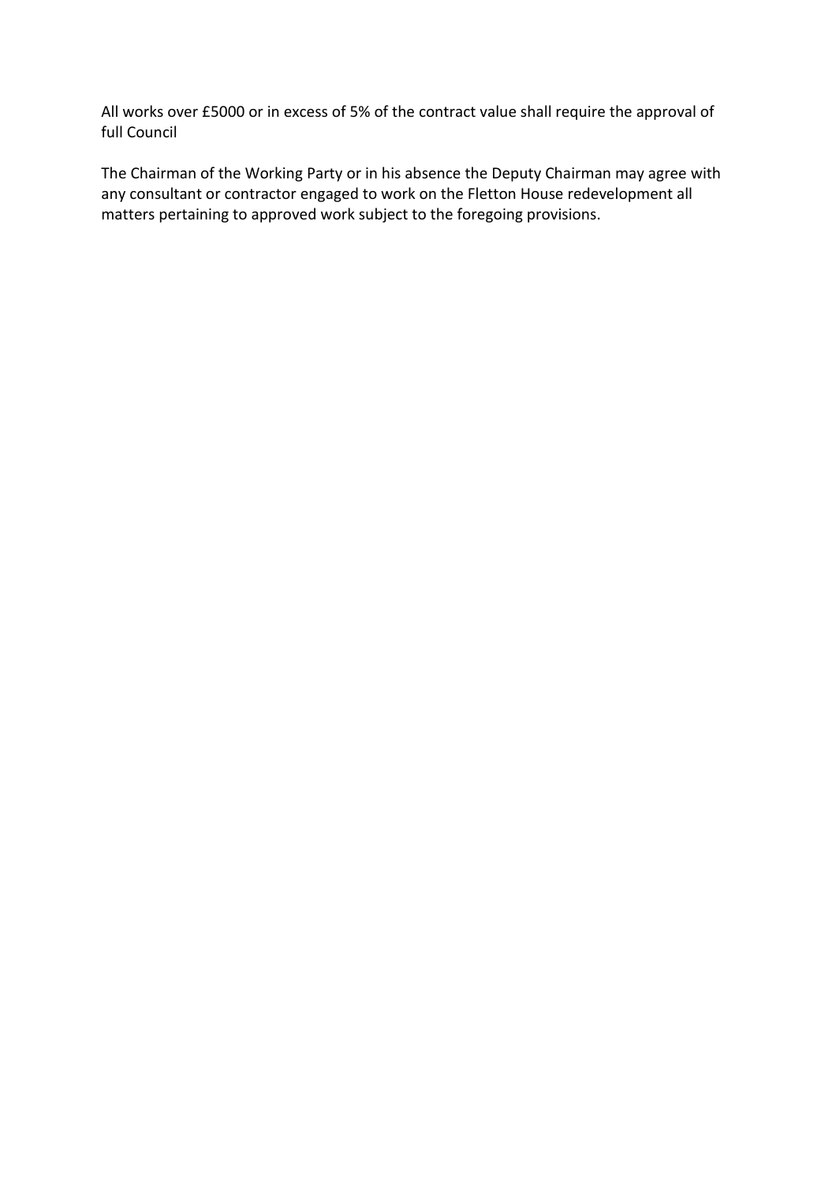All works over £5000 or in excess of 5% of the contract value shall require the approval of full Council

The Chairman of the Working Party or in his absence the Deputy Chairman may agree with any consultant or contractor engaged to work on the Fletton House redevelopment all matters pertaining to approved work subject to the foregoing provisions.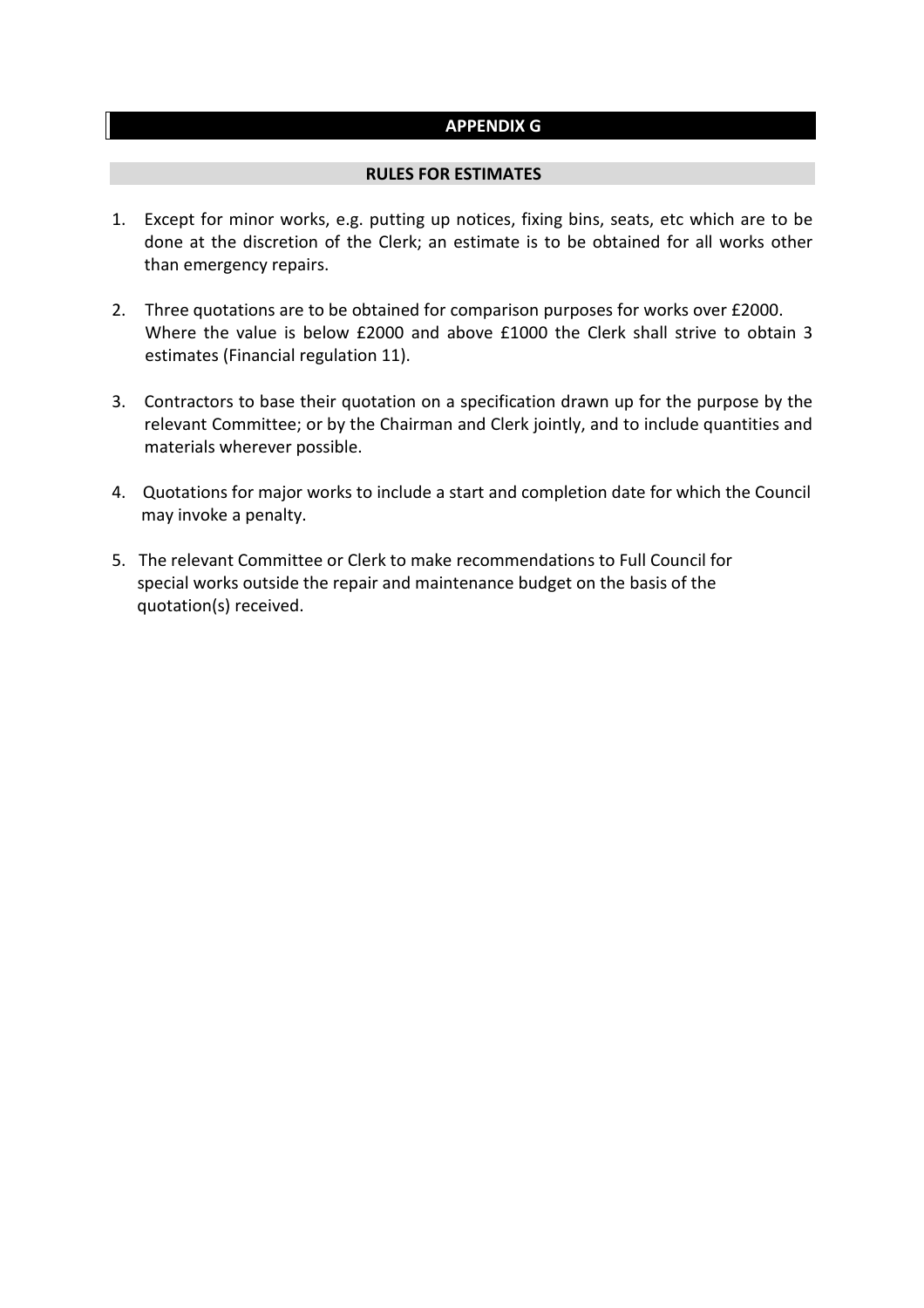## APPENDIX G

### RULES FOR ESTIMATES

1. Except for minor works, e.g. putting up notices, fixing bins, seats, etc which are to be done at the discretion of the Clerk; an estimate is to be obtained for all works other than emergency repairs.

2. Three quotations are to be obtained for comparison purposes for works over £2000. Where the value is below £2000 and above £1000 the Clerk shall strive to obtain 3 estimates (Financial regulation 11).

3. Contractors to base their quotation on a specification drawn up for the purpose by the relevant Committee; or by the Chairman and Clerk jointly, and to include quantities and materials wherever possible.

4. Quotations for major works to include a start and completion date for which the Council may invoke a penalty.

5. The relevant Committee or Clerk to make recommendations to Full Council for special works outside the repair and maintenance budget on the basis of the quotation(s) received.